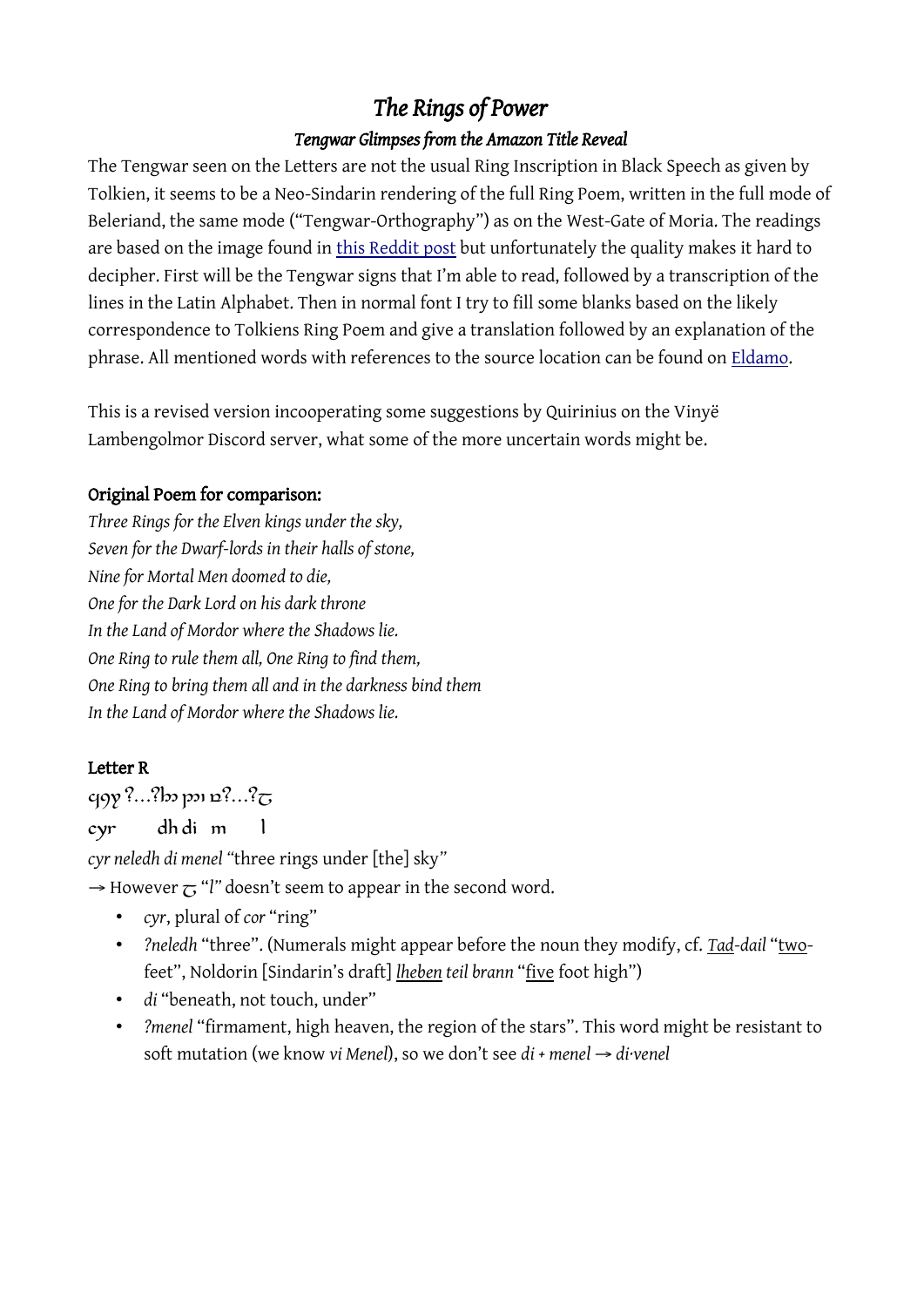# *The Rings of Power*

## *Tengwar Glimpses from the Amazon Title Reveal*

The Tengwar seen on the Letters are not the usual Ring Inscription in Black Speech as given by Tolkien, it seems to be a Neo-Sindarin rendering of the full Ring Poem, written in the full mode of Beleriand, the same mode ("Tengwar-Orthography") as on the West-Gate of Moria. The readings are based on the image found in [this Reddit post] but unfortunately the quality makes it hard to decipher. First will be the Tengwar signs that I'm able to read, followed by a transcription of the lines in the Latin Alphabet. Then in normal font I try to fill some blanks based on the likely correspondence to Tolkiens Ring Poem and give a translation followed by an explanation of the phrase. All mentioned words with references to the source location can be found on [Eldamo].

This is a revised version incooperating some suggestions by Quirinius on the Vinyë Lambengolmor Discord server, what some of the more uncertain words might be.

**Original Poem for comparison:**

*Three Rings for the Elven kings under the sky,*
*Seven for the Dwarf-lords in their halls of stone,*
*Nine for Mortal Men doomed to die,*
*One for the Dark Lord on his dark throne*
*In the Land of Mordor where the Shadows lie.*
*One Ring to rule them all, One Ring to find them,*
*One Ring to bring them all and in the darkness bind them*
*In the Land of Mordor where the Shadows lie.*

**Letter R**

cjoy ?...?bɔ pɔı ɒ?...?ꞇ

cyr   dh di  m   l

*cyr neledh di menel* "three rings under [the] sky"

→ However ꞇ "*l*" doesn't seem to appear in the second word.

- *cyr*, plural of *cor* "ring"
- *?neledh* "three". (Numerals might appear before the noun they modify, cf. *Tad-dail* "two-feet", Noldorin [Sindarin's draft] *lheben teil brann* "five foot high")
- *di* "beneath, not touch, under"
- *?menel* "firmament, high heaven, the region of the stars". This word might be resistant to soft mutation (we know *vi Menel*), so we don't see *di + menel → di·venel*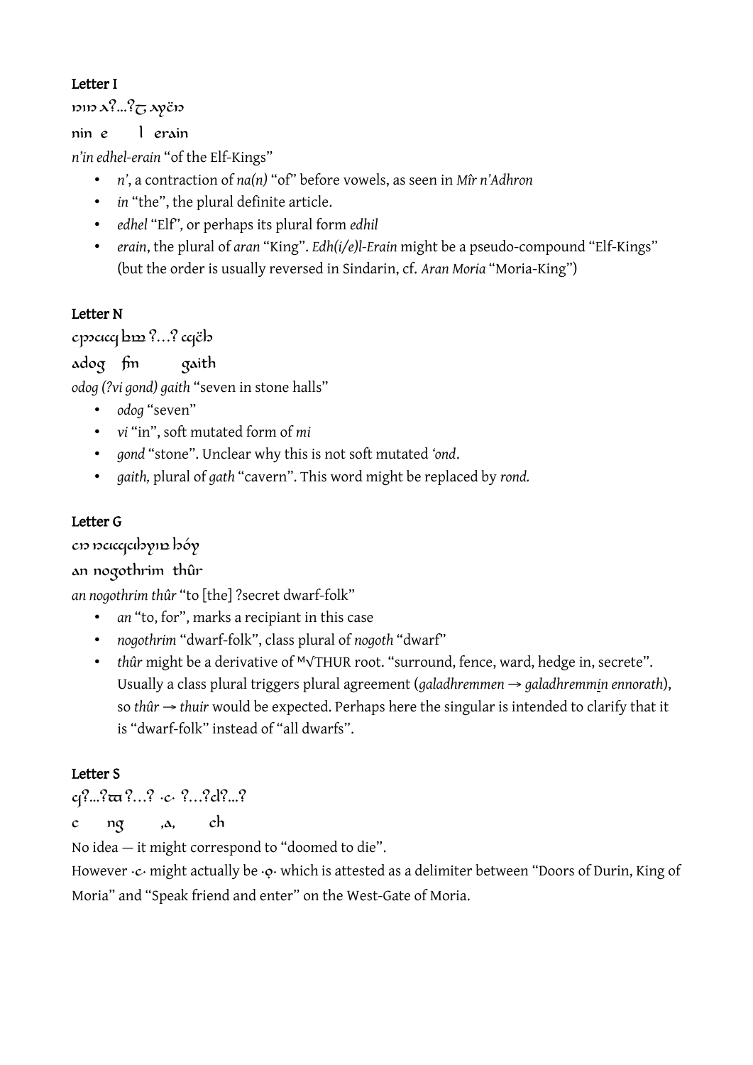**Letter I**

ɲıɲ ⅄?...?ꞇ ⅄yëɲ

nin e l erain

*n'in edhel-erain* "of the Elf-Kings"

- *n'*, a contraction of *na(n)* "of" before vowels, as seen in *Mîr n'Adhron*
- *in* "the", the plural definite article.
- *edhel* "Elf", or perhaps its plural form *edhil*
- *erain*, the plural of *aran* "King". *Edh(i/e)l-Erain* might be a pseudo-compound "Elf-Kings" (but the order is usually reversed in Sindarin, cf. *Aran Moria* "Moria-King")

**Letter N**

cpɔcıcq bɪɪɪ ?...? ccjëb

adog fm gaith

*odog (?vi gond) gaith* "seven in stone halls"

- *odog* "seven"
- *vi* "in", soft mutated form of *mi*
- *gond* "stone". Unclear why this is not soft mutated *'ond*.
- *gaith,* plural of *gath* "cavern". This word might be replaced by *rond.*

**Letter G**

cɲ ɲcıccjcıbyıɲ bóy

an nogothrim thûr

*an nogothrim thûr* "to [the] ?secret dwarf-folk"

- *an* "to, for", marks a recipiant in this case
- *nogothrim* "dwarf-folk", class plural of *nogoth* "dwarf"
- *thûr* might be a derivative of ᴹ√THUR root. "surround, fence, ward, hedge in, secrete". Usually a class plural triggers plural agreement (*galadhremmen* → *galadhremmi̲n ennorath*), so *thûr* → *thuir* would be expected. Perhaps here the singular is intended to clarify that it is "dwarf-folk" instead of "all dwarfs".

**Letter S**

cj?...?ꞇꞇ ?...? ·c· ?...?cl?...?

c ng ,a, ch

No idea — it might correspond to "doomed to die".

However ·c· might actually be ·ọ· which is attested as a delimiter between "Doors of Durin, King of Moria" and "Speak friend and enter" on the West-Gate of Moria.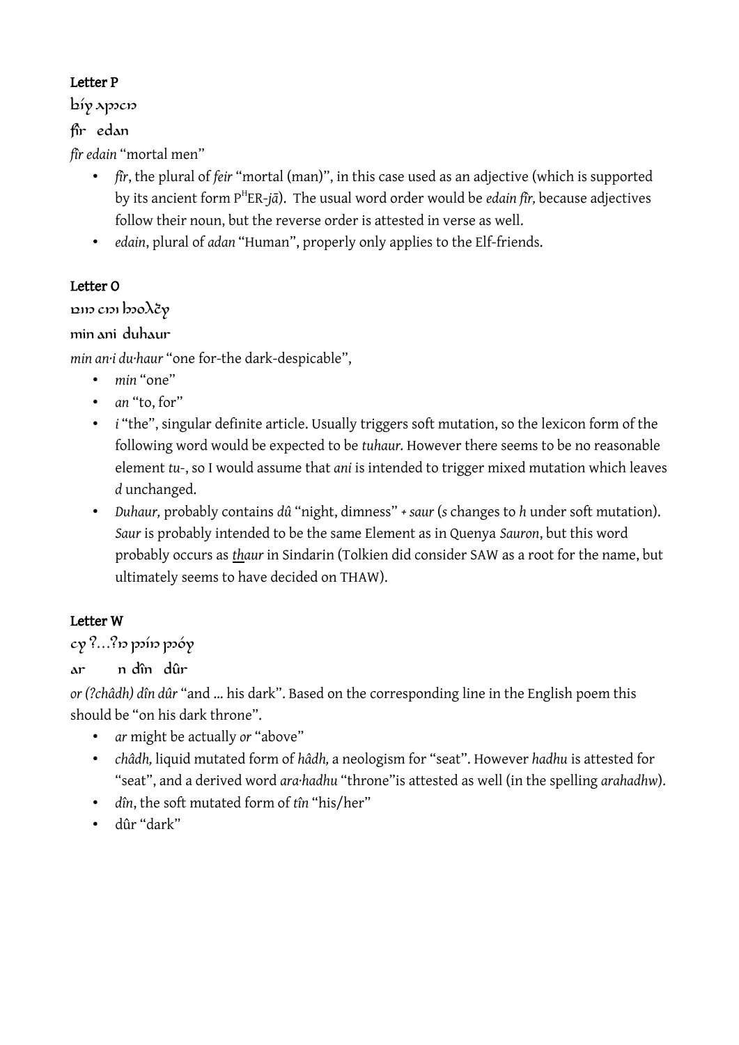### Letter P

bíy ʌpɔcɔ

fîr edan

*fîr edain* “mortal men”

- *fîr*, the plural of *feir* “mortal (man)”, in this case used as an adjective (which is supported by its ancient form P[H]ER-*jā*). The usual word order would be *edain fîr,* because adjectives follow their noun, but the reverse order is attested in verse as well.
- *edain*, plural of *adan* “Human”, properly only applies to the Elf-friends.

### Letter O

ɒɪɔ cɔɪ bɔoλčy

min ani duhaur

*min an·i du·haur* “one for-the dark-despicable”,

- *min* “one”
- *an* “to, for”
- *i* “the”, singular definite article. Usually triggers soft mutation, so the lexicon form of the following word would be expected to be *tuhaur.* However there seems to be no reasonable element *tu-*, so I would assume that *ani* is intended to trigger mixed mutation which leaves *d* unchanged.
- *Duhaur,* probably contains *dû* “night, dimness” + *saur* (*s* changes to *h* under soft mutation). *Saur* is probably intended to be the same Element as in Quenya *Sauron*, but this word probably occurs as *<u>th</u>aur* in Sindarin (Tolkien did consider SAW as a root for the name, but ultimately seems to have decided on THAW).

### Letter W

cy ?…?ɒ pɔíɔ pɔóy

ar n dîn dûr

*or (?châdh) dîn dûr* “and … his dark”. Based on the corresponding line in the English poem this should be “on his dark throne”.

- *ar* might be actually *or* “above”
- *châdh,* liquid mutated form of *hâdh,* a neologism for “seat”. However *hadhu* is attested for “seat”, and a derived word *ara·hadhu* “throne”is attested as well (in the spelling *arahadhw*).
- *dîn*, the soft mutated form of *tîn* “his/her”
- dûr “dark”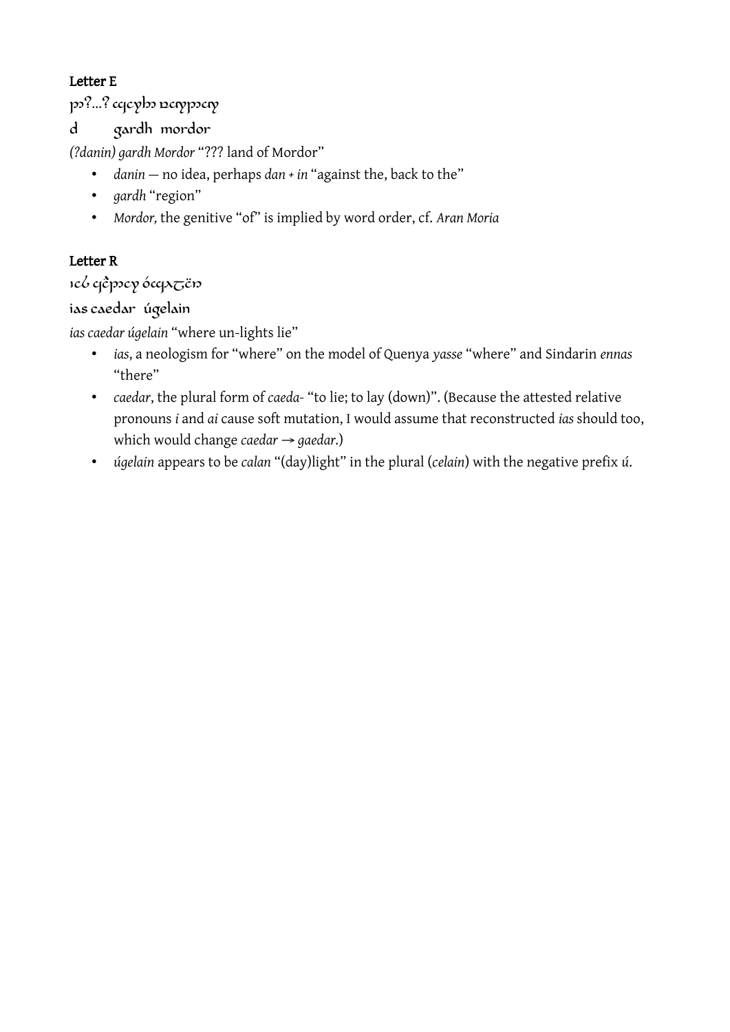**Letter E**

d gardh mordor

*(?danin) gardh Mordor* "??? land of Mordor"

- *danin* — no idea, perhaps *dan + in* "against the, back to the"
- *gardh* "region"
- *Mordor,* the genitive "of" is implied by word order, cf. *Aran Moria*

**Letter R**

ias caedar úgelain

*ias caedar úgelain* "where un-lights lie"

- *ias*, a neologism for "where" on the model of Quenya *yasse* "where" and Sindarin *ennas* "there"
- *caedar*, the plural form of *caeda-* "to lie; to lay (down)". (Because the attested relative pronouns *i* and *ai* cause soft mutation, I would assume that reconstructed *ias* should too, which would change *caedar* → *gaedar.*)
- *úgelain* appears to be *calan* "(day)light" in the plural (*celain*) with the negative prefix *ú*.